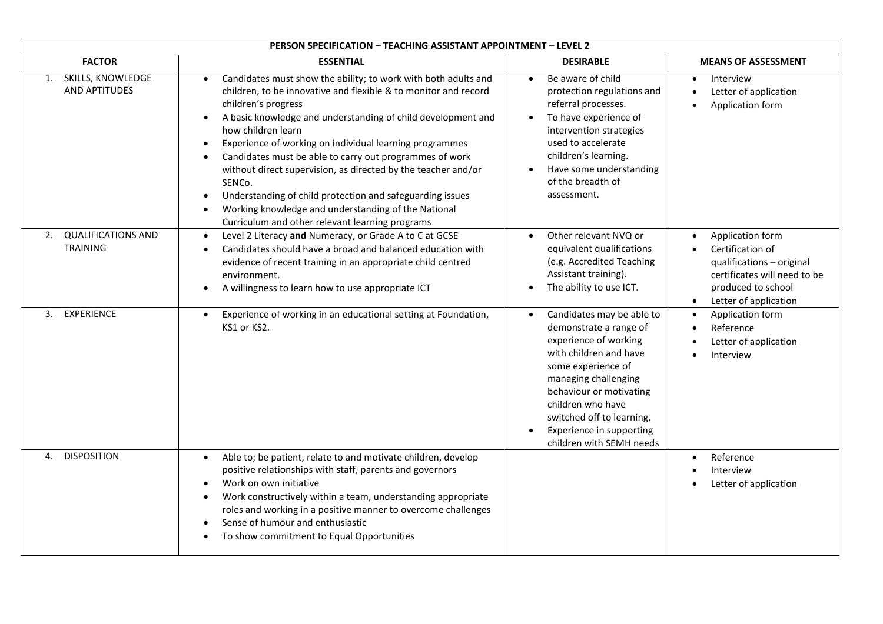| PERSON SPECIFICATION – TEACHING ASSISTANT APPOINTMENT – LEVEL 2 | | | |
|---|---|---|---|
| **FACTOR** | **ESSENTIAL** | **DESIRABLE** | **MEANS OF ASSESSMENT** |
| 1. SKILLS, KNOWLEDGE AND APTITUDES | • Candidates must show the ability; to work with both adults and children, to be innovative and flexible & to monitor and record children's progress<br>• A basic knowledge and understanding of child development and how children learn<br>• Experience of working on individual learning programmes<br>• Candidates must be able to carry out programmes of work without direct supervision, as directed by the teacher and/or SENCo.<br>• Understanding of child protection and safeguarding issues<br>• Working knowledge and understanding of the National Curriculum and other relevant learning programs | • Be aware of child protection regulations and referral processes.<br>• To have experience of intervention strategies used to accelerate children's learning.<br>• Have some understanding of the breadth of assessment. | • Interview<br>• Letter of application<br>• Application form |
| 2. QUALIFICATIONS AND TRAINING | • Level 2 Literacy **and** Numeracy, or Grade A to C at GCSE<br>• Candidates should have a broad and balanced education with evidence of recent training in an appropriate child centred environment.<br>• A willingness to learn how to use appropriate ICT | • Other relevant NVQ or equivalent qualifications (e.g. Accredited Teaching Assistant training).<br>• The ability to use ICT. | • Application form<br>• Certification of qualifications – original certificates will need to be produced to school<br>• Letter of application |
| 3. EXPERIENCE | • Experience of working in an educational setting at Foundation, KS1 or KS2. | • Candidates may be able to demonstrate a range of experience of working with children and have some experience of managing challenging behaviour or motivating children who have switched off to learning.<br>• Experience in supporting children with SEMH needs | • Application form<br>• Reference<br>• Letter of application<br>• Interview |
| 4. DISPOSITION | • Able to; be patient, relate to and motivate children, develop positive relationships with staff, parents and governors<br>• Work on own initiative<br>• Work constructively within a team, understanding appropriate roles and working in a positive manner to overcome challenges<br>• Sense of humour and enthusiastic<br>• To show commitment to Equal Opportunities | | • Reference<br>• Interview<br>• Letter of application |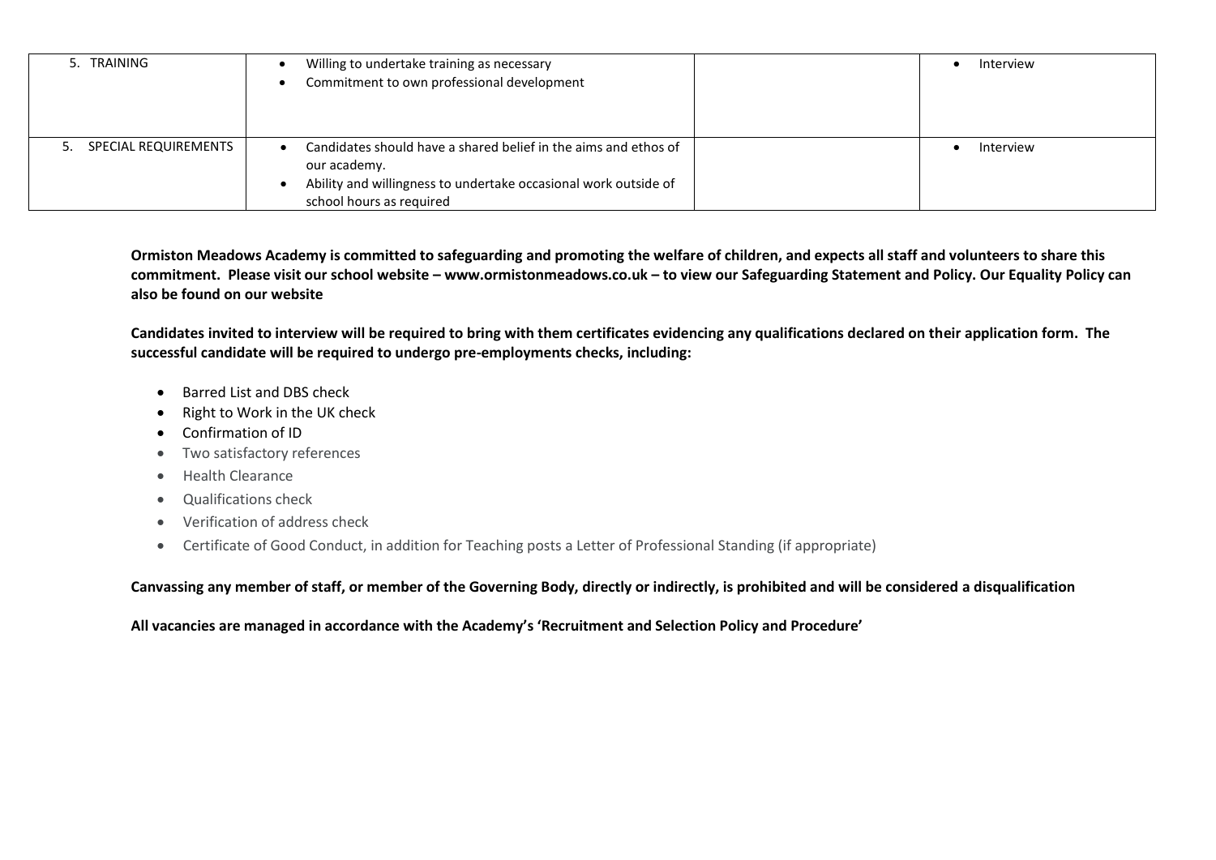| | | | |
|---|---|---|---|
| 5. TRAINING | • Willing to undertake training as necessary<br>• Commitment to own professional development | | • Interview |
| 5. SPECIAL REQUIREMENTS | • Candidates should have a shared belief in the aims and ethos of our academy.<br>• Ability and willingness to undertake occasional work outside of school hours as required | | • Interview |

**Ormiston Meadows Academy is committed to safeguarding and promoting the welfare of children, and expects all staff and volunteers to share this commitment. Please visit our school website – www.ormistonmeadows.co.uk – to view our Safeguarding Statement and Policy. Our Equality Policy can also be found on our website**

**Candidates invited to interview will be required to bring with them certificates evidencing any qualifications declared on their application form. The successful candidate will be required to undergo pre-employments checks, including:**

- Barred List and DBS check
- Right to Work in the UK check
- Confirmation of ID
- Two satisfactory references
- Health Clearance
- Qualifications check
- Verification of address check
- Certificate of Good Conduct, in addition for Teaching posts a Letter of Professional Standing (if appropriate)

**Canvassing any member of staff, or member of the Governing Body, directly or indirectly, is prohibited and will be considered a disqualification**

**All vacancies are managed in accordance with the Academy's 'Recruitment and Selection Policy and Procedure'**